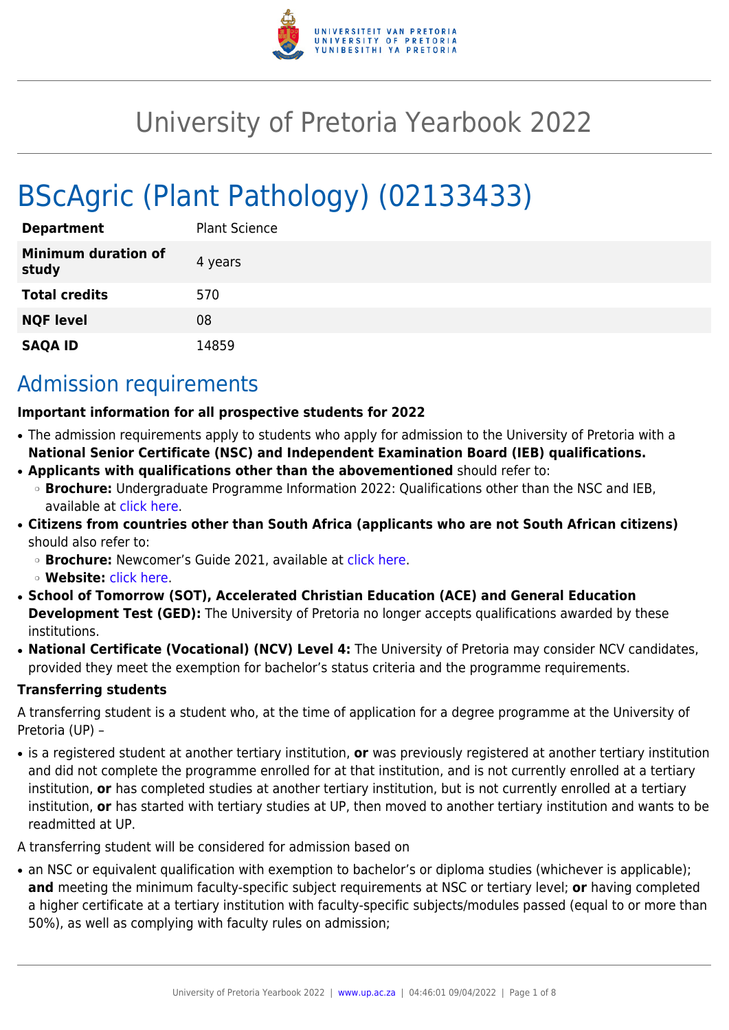# University of Pretoria Yearbook 2022

## BScAgric (Plant Pathology) (02133433)

| | |
|---|---|
| **Department** | Plant Science |
| **Minimum duration of study** | 4 years |
| **Total credits** | 570 |
| **NQF level** | 08 |
| **SAQA ID** | 14859 |

## Admission requirements

**Important information for all prospective students for 2022**

- The admission requirements apply to students who apply for admission to the University of Pretoria with a **National Senior Certificate (NSC) and Independent Examination Board (IEB) qualifications.**
- **Applicants with qualifications other than the abovementioned** should refer to:
  - **Brochure:** Undergraduate Programme Information 2022: Qualifications other than the NSC and IEB, available at click here.
- **Citizens from countries other than South Africa (applicants who are not South African citizens)** should also refer to:
  - **Brochure:** Newcomer's Guide 2021, available at click here.
  - **Website:** click here.
- **School of Tomorrow (SOT), Accelerated Christian Education (ACE) and General Education Development Test (GED):** The University of Pretoria no longer accepts qualifications awarded by these institutions.
- **National Certificate (Vocational) (NCV) Level 4:** The University of Pretoria may consider NCV candidates, provided they meet the exemption for bachelor's status criteria and the programme requirements.

**Transferring students**

A transferring student is a student who, at the time of application for a degree programme at the University of Pretoria (UP) –

- is a registered student at another tertiary institution, **or** was previously registered at another tertiary institution and did not complete the programme enrolled for at that institution, and is not currently enrolled at a tertiary institution, **or** has completed studies at another tertiary institution, but is not currently enrolled at a tertiary institution, **or** has started with tertiary studies at UP, then moved to another tertiary institution and wants to be readmitted at UP.

A transferring student will be considered for admission based on

- an NSC or equivalent qualification with exemption to bachelor's or diploma studies (whichever is applicable); **and** meeting the minimum faculty-specific subject requirements at NSC or tertiary level; **or** having completed a higher certificate at a tertiary institution with faculty-specific subjects/modules passed (equal to or more than 50%), as well as complying with faculty rules on admission;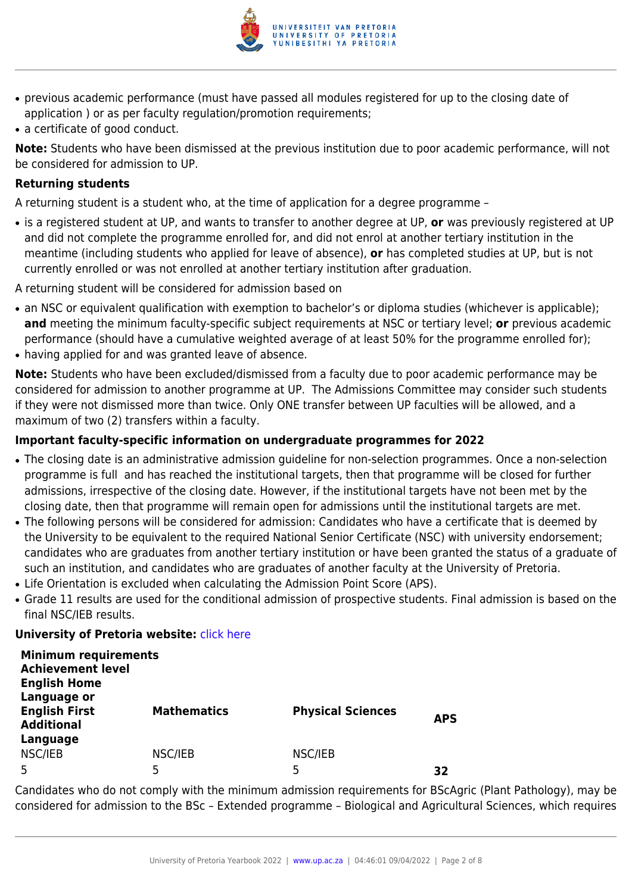- previous academic performance (must have passed all modules registered for up to the closing date of application ) or as per faculty regulation/promotion requirements;
- a certificate of good conduct.

**Note:** Students who have been dismissed at the previous institution due to poor academic performance, will not be considered for admission to UP.

**Returning students**

A returning student is a student who, at the time of application for a degree programme –

- is a registered student at UP, and wants to transfer to another degree at UP, **or** was previously registered at UP and did not complete the programme enrolled for, and did not enrol at another tertiary institution in the meantime (including students who applied for leave of absence), **or** has completed studies at UP, but is not currently enrolled or was not enrolled at another tertiary institution after graduation.

A returning student will be considered for admission based on

- an NSC or equivalent qualification with exemption to bachelor's or diploma studies (whichever is applicable); **and** meeting the minimum faculty-specific subject requirements at NSC or tertiary level; **or** previous academic performance (should have a cumulative weighted average of at least 50% for the programme enrolled for);
- having applied for and was granted leave of absence.

**Note:** Students who have been excluded/dismissed from a faculty due to poor academic performance may be considered for admission to another programme at UP. The Admissions Committee may consider such students if they were not dismissed more than twice. Only ONE transfer between UP faculties will be allowed, and a maximum of two (2) transfers within a faculty.

**Important faculty-specific information on undergraduate programmes for 2022**

- The closing date is an administrative admission guideline for non-selection programmes. Once a non-selection programme is full and has reached the institutional targets, then that programme will be closed for further admissions, irrespective of the closing date. However, if the institutional targets have not been met by the closing date, then that programme will remain open for admissions until the institutional targets are met.
- The following persons will be considered for admission: Candidates who have a certificate that is deemed by the University to be equivalent to the required National Senior Certificate (NSC) with university endorsement; candidates who are graduates from another tertiary institution or have been granted the status of a graduate of such an institution, and candidates who are graduates of another faculty at the University of Pretoria.
- Life Orientation is excluded when calculating the Admission Point Score (APS).
- Grade 11 results are used for the conditional admission of prospective students. Final admission is based on the final NSC/IEB results.

**University of Pretoria website:** click here

| **Minimum requirements Achievement level English Home Language or English First Additional Language** | **Mathematics** | **Physical Sciences** | **APS** |
|---|---|---|---|
| NSC/IEB | NSC/IEB | NSC/IEB | |
| 5 | 5 | 5 | **32** |

Candidates who do not comply with the minimum admission requirements for BScAgric (Plant Pathology), may be considered for admission to the BSc – Extended programme – Biological and Agricultural Sciences, which requires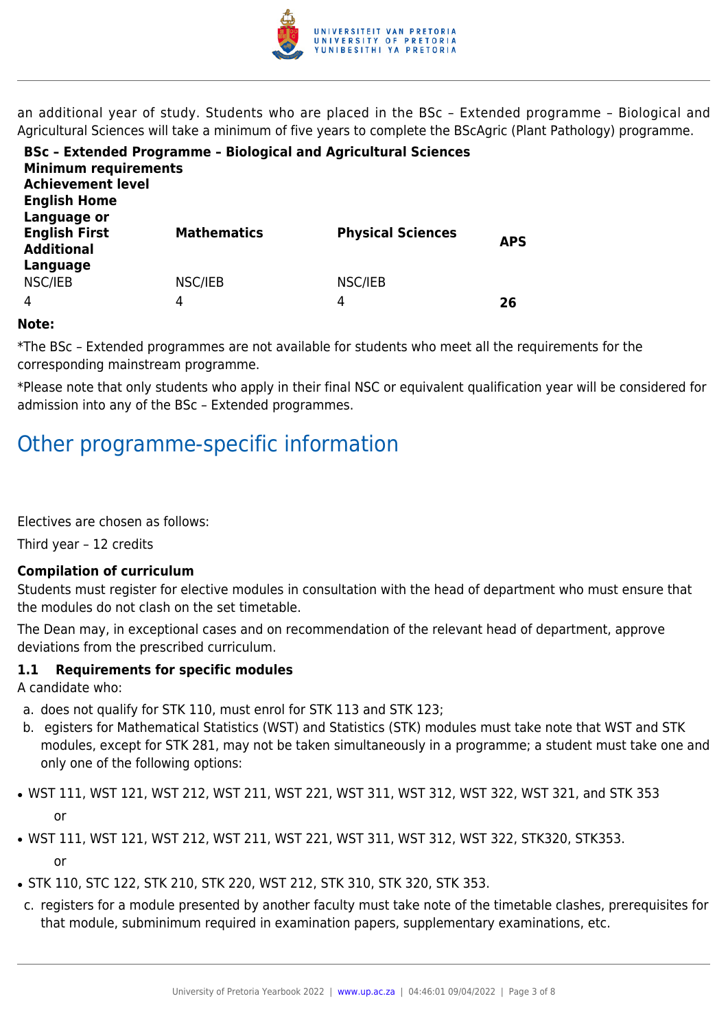an additional year of study. Students who are placed in the BSc – Extended programme – Biological and Agricultural Sciences will take a minimum of five years to complete the BScAgric (Plant Pathology) programme.

**BSc – Extended Programme – Biological and Agricultural Sciences**
**Minimum requirements**

| Achievement level | | | |
|---|---|---|---|
| **English Home Language or English First Additional Language** | **Mathematics** | **Physical Sciences** | **APS** |
| NSC/IEB | NSC/IEB | NSC/IEB | |
| 4 | 4 | 4 | **26** |

**Note:**

*The BSc – Extended programmes are not available for students who meet all the requirements for the corresponding mainstream programme.

*Please note that only students who apply in their final NSC or equivalent qualification year will be considered for admission into any of the BSc – Extended programmes.

## Other programme-specific information

Electives are chosen as follows:

Third year – 12 credits

**Compilation of curriculum**

Students must register for elective modules in consultation with the head of department who must ensure that the modules do not clash on the set timetable.

The Dean may, in exceptional cases and on recommendation of the relevant head of department, approve deviations from the prescribed curriculum.

### 1.1 Requirements for specific modules

A candidate who:

a. does not qualify for STK 110, must enrol for STK 113 and STK 123;
b. egisters for Mathematical Statistics (WST) and Statistics (STK) modules must take note that WST and STK modules, except for STK 281, may not be taken simultaneously in a programme; a student must take one and only one of the following options:

- WST 111, WST 121, WST 212, WST 211, WST 221, WST 311, WST 312, WST 322, WST 321, and STK 353

  or

- WST 111, WST 121, WST 212, WST 211, WST 221, WST 311, WST 312, WST 322, STK320, STK353.

  or

- STK 110, STC 122, STK 210, STK 220, WST 212, STK 310, STK 320, STK 353.

c. registers for a module presented by another faculty must take note of the timetable clashes, prerequisites for that module, subminimum required in examination papers, supplementary examinations, etc.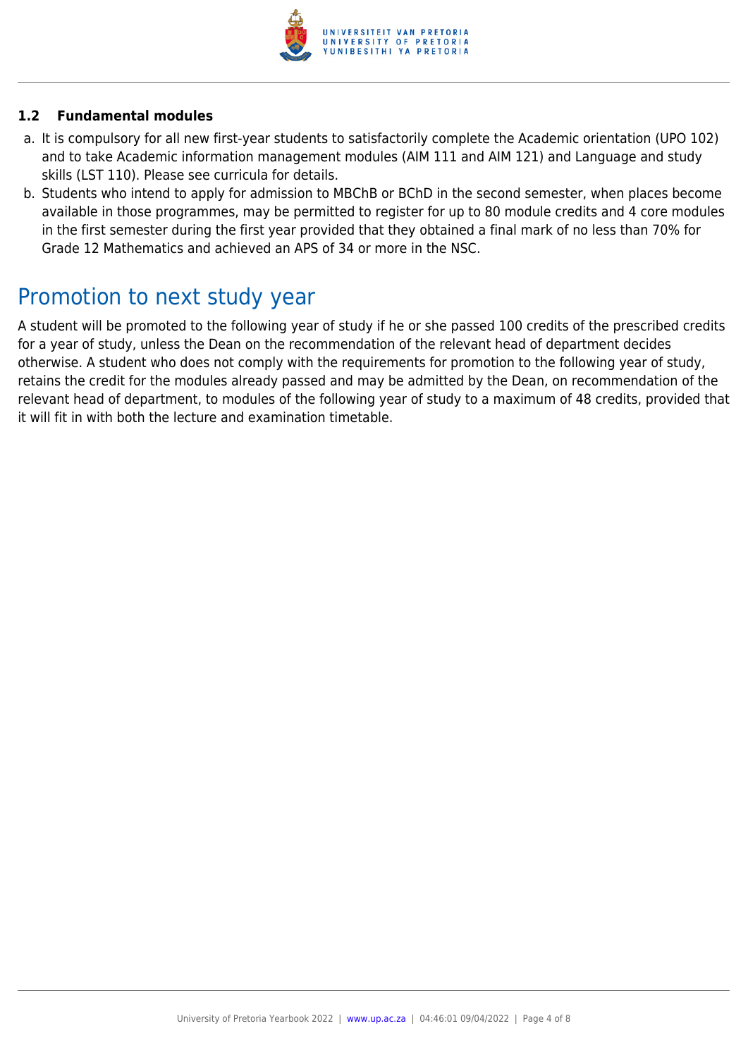### 1.2 Fundamental modules

a. It is compulsory for all new first-year students to satisfactorily complete the Academic orientation (UPO 102) and to take Academic information management modules (AIM 111 and AIM 121) and Language and study skills (LST 110). Please see curricula for details.

b. Students who intend to apply for admission to MBChB or BChD in the second semester, when places become available in those programmes, may be permitted to register for up to 80 module credits and 4 core modules in the first semester during the first year provided that they obtained a final mark of no less than 70% for Grade 12 Mathematics and achieved an APS of 34 or more in the NSC.

## Promotion to next study year

A student will be promoted to the following year of study if he or she passed 100 credits of the prescribed credits for a year of study, unless the Dean on the recommendation of the relevant head of department decides otherwise. A student who does not comply with the requirements for promotion to the following year of study, retains the credit for the modules already passed and may be admitted by the Dean, on recommendation of the relevant head of department, to modules of the following year of study to a maximum of 48 credits, provided that it will fit in with both the lecture and examination timetable.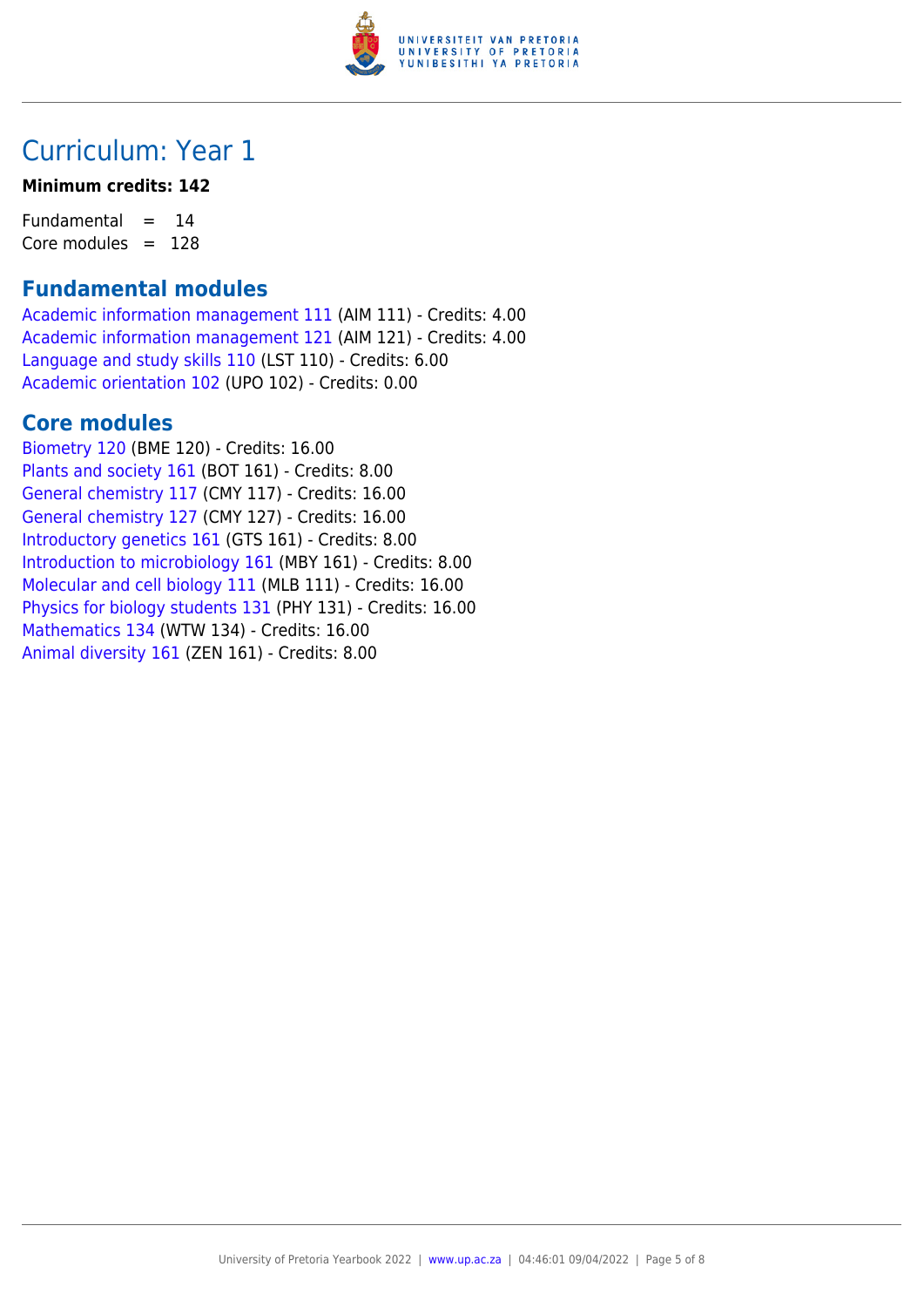# Curriculum: Year 1

**Minimum credits: 142**

Fundamental = 14
Core modules = 128

## Fundamental modules

Academic information management 111 (AIM 111) - Credits: 4.00
Academic information management 121 (AIM 121) - Credits: 4.00
Language and study skills 110 (LST 110) - Credits: 6.00
Academic orientation 102 (UPO 102) - Credits: 0.00

## Core modules

Biometry 120 (BME 120) - Credits: 16.00
Plants and society 161 (BOT 161) - Credits: 8.00
General chemistry 117 (CMY 117) - Credits: 16.00
General chemistry 127 (CMY 127) - Credits: 16.00
Introductory genetics 161 (GTS 161) - Credits: 8.00
Introduction to microbiology 161 (MBY 161) - Credits: 8.00
Molecular and cell biology 111 (MLB 111) - Credits: 16.00
Physics for biology students 131 (PHY 131) - Credits: 16.00
Mathematics 134 (WTW 134) - Credits: 16.00
Animal diversity 161 (ZEN 161) - Credits: 8.00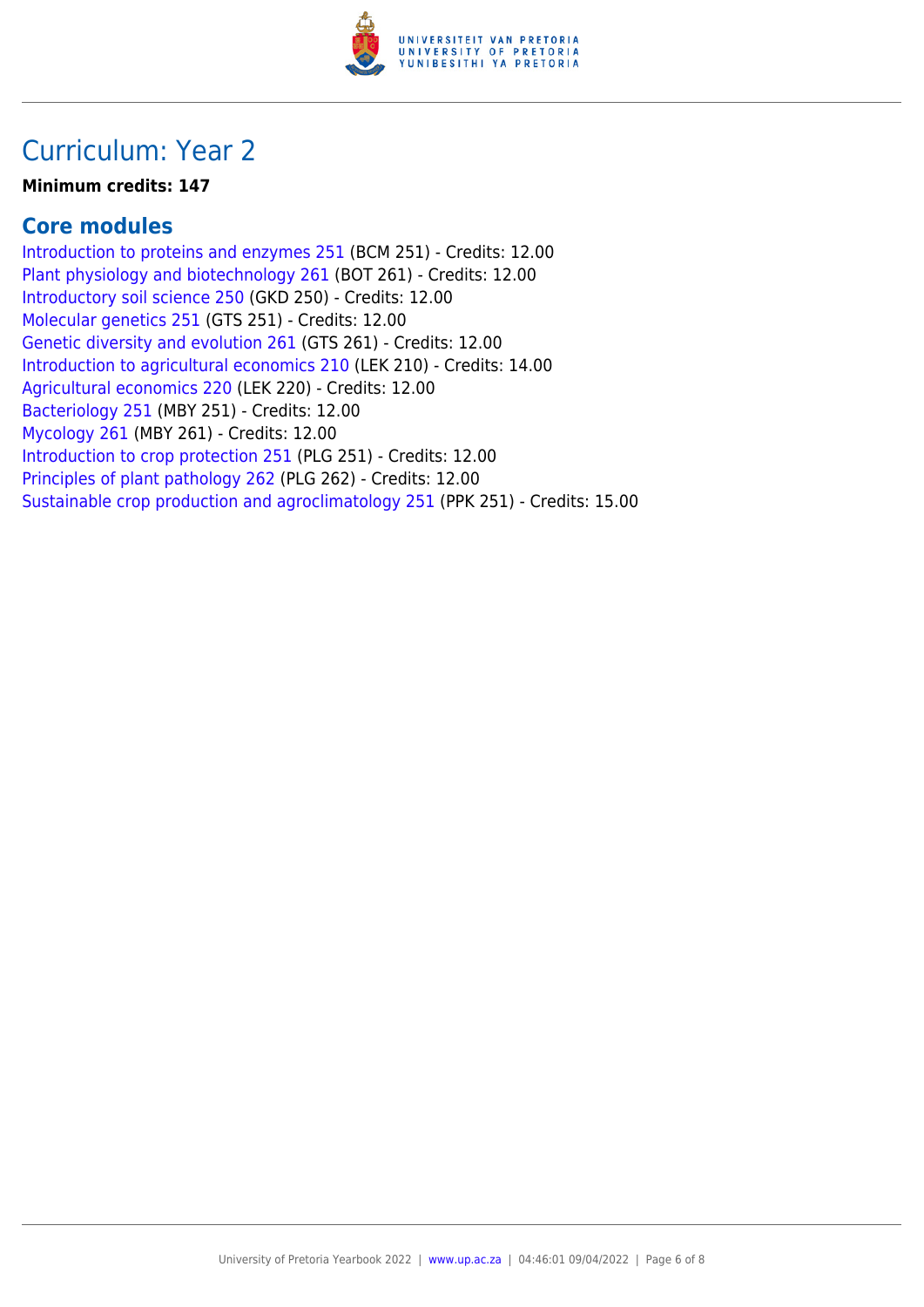# Curriculum: Year 2

**Minimum credits: 147**

## Core modules

Introduction to proteins and enzymes 251 (BCM 251) - Credits: 12.00
Plant physiology and biotechnology 261 (BOT 261) - Credits: 12.00
Introductory soil science 250 (GKD 250) - Credits: 12.00
Molecular genetics 251 (GTS 251) - Credits: 12.00
Genetic diversity and evolution 261 (GTS 261) - Credits: 12.00
Introduction to agricultural economics 210 (LEK 210) - Credits: 14.00
Agricultural economics 220 (LEK 220) - Credits: 12.00
Bacteriology 251 (MBY 251) - Credits: 12.00
Mycology 261 (MBY 261) - Credits: 12.00
Introduction to crop protection 251 (PLG 251) - Credits: 12.00
Principles of plant pathology 262 (PLG 262) - Credits: 12.00
Sustainable crop production and agroclimatology 251 (PPK 251) - Credits: 15.00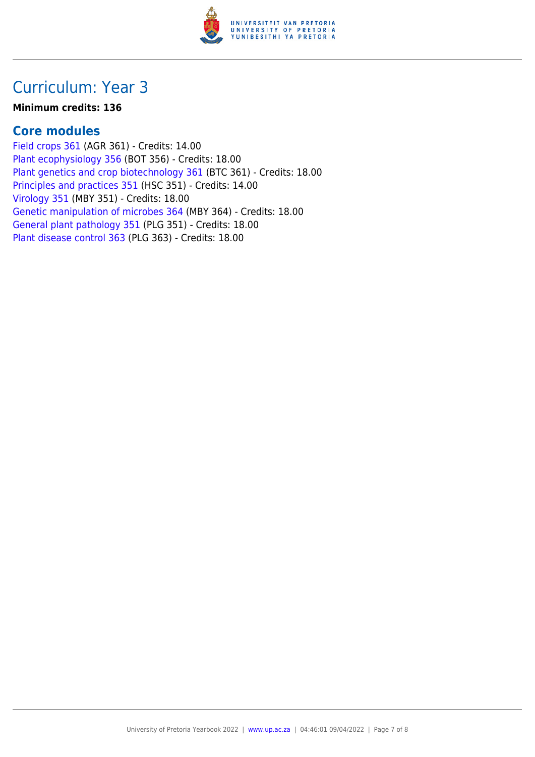# Curriculum: Year 3

**Minimum credits: 136**

## Core modules

Field crops 361 (AGR 361) - Credits: 14.00
Plant ecophysiology 356 (BOT 356) - Credits: 18.00
Plant genetics and crop biotechnology 361 (BTC 361) - Credits: 18.00
Principles and practices 351 (HSC 351) - Credits: 14.00
Virology 351 (MBY 351) - Credits: 18.00
Genetic manipulation of microbes 364 (MBY 364) - Credits: 18.00
General plant pathology 351 (PLG 351) - Credits: 18.00
Plant disease control 363 (PLG 363) - Credits: 18.00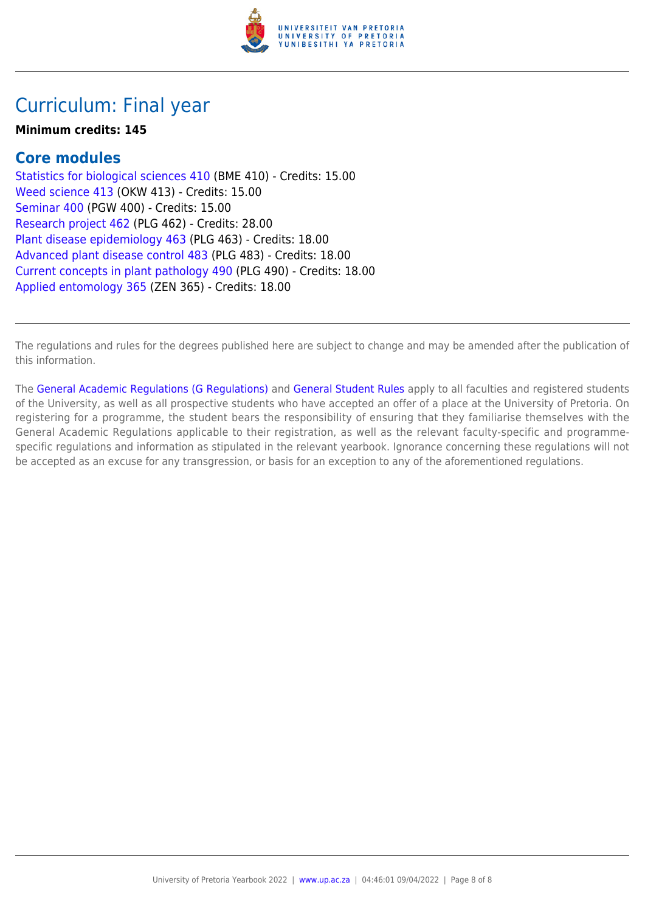## Curriculum: Final year

**Minimum credits: 145**

### Core modules

Statistics for biological sciences 410 (BME 410) - Credits: 15.00
Weed science 413 (OKW 413) - Credits: 15.00
Seminar 400 (PGW 400) - Credits: 15.00
Research project 462 (PLG 462) - Credits: 28.00
Plant disease epidemiology 463 (PLG 463) - Credits: 18.00
Advanced plant disease control 483 (PLG 483) - Credits: 18.00
Current concepts in plant pathology 490 (PLG 490) - Credits: 18.00
Applied entomology 365 (ZEN 365) - Credits: 18.00

---

The regulations and rules for the degrees published here are subject to change and may be amended after the publication of this information.

The General Academic Regulations (G Regulations) and General Student Rules apply to all faculties and registered students of the University, as well as all prospective students who have accepted an offer of a place at the University of Pretoria. On registering for a programme, the student bears the responsibility of ensuring that they familiarise themselves with the General Academic Regulations applicable to their registration, as well as the relevant faculty-specific and programme-specific regulations and information as stipulated in the relevant yearbook. Ignorance concerning these regulations will not be accepted as an excuse for any transgression, or basis for an exception to any of the aforementioned regulations.